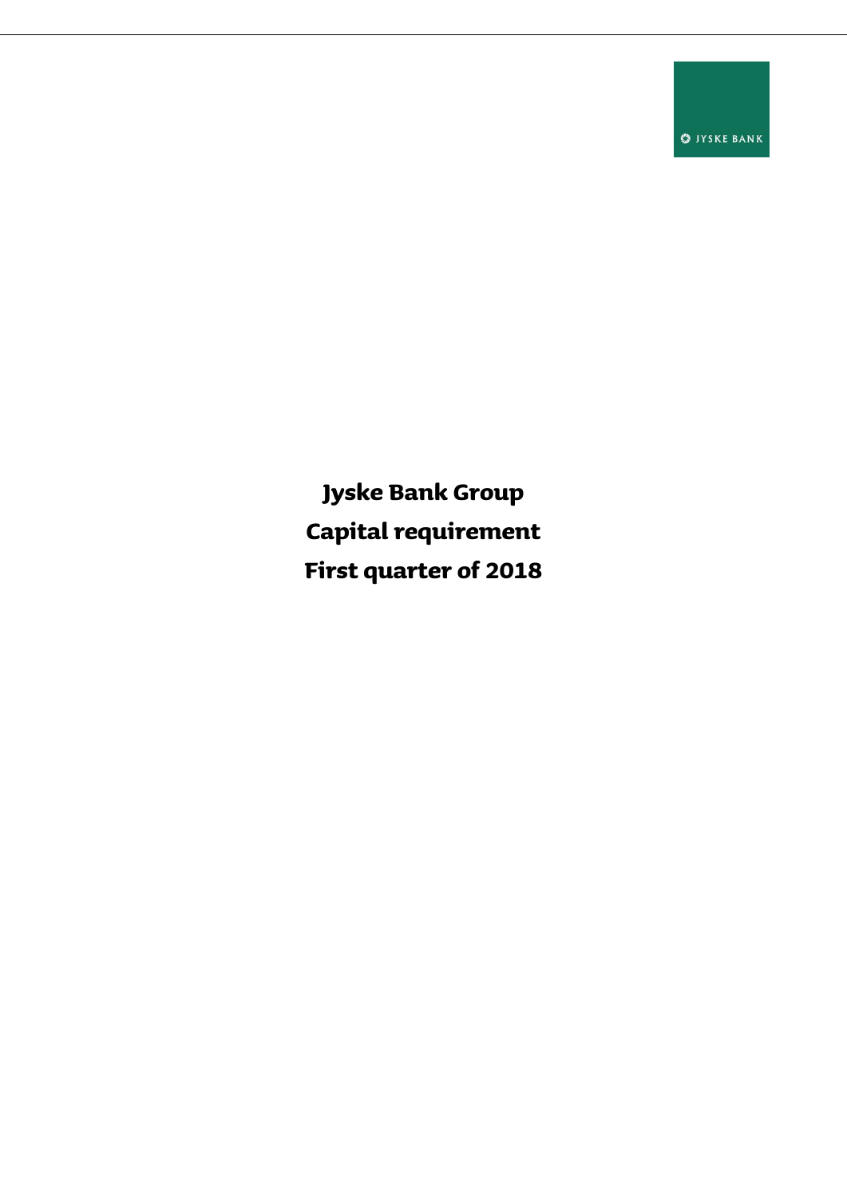JYSKE BANK

# Jyske Bank Group

# Capital requirement

# First quarter of 2018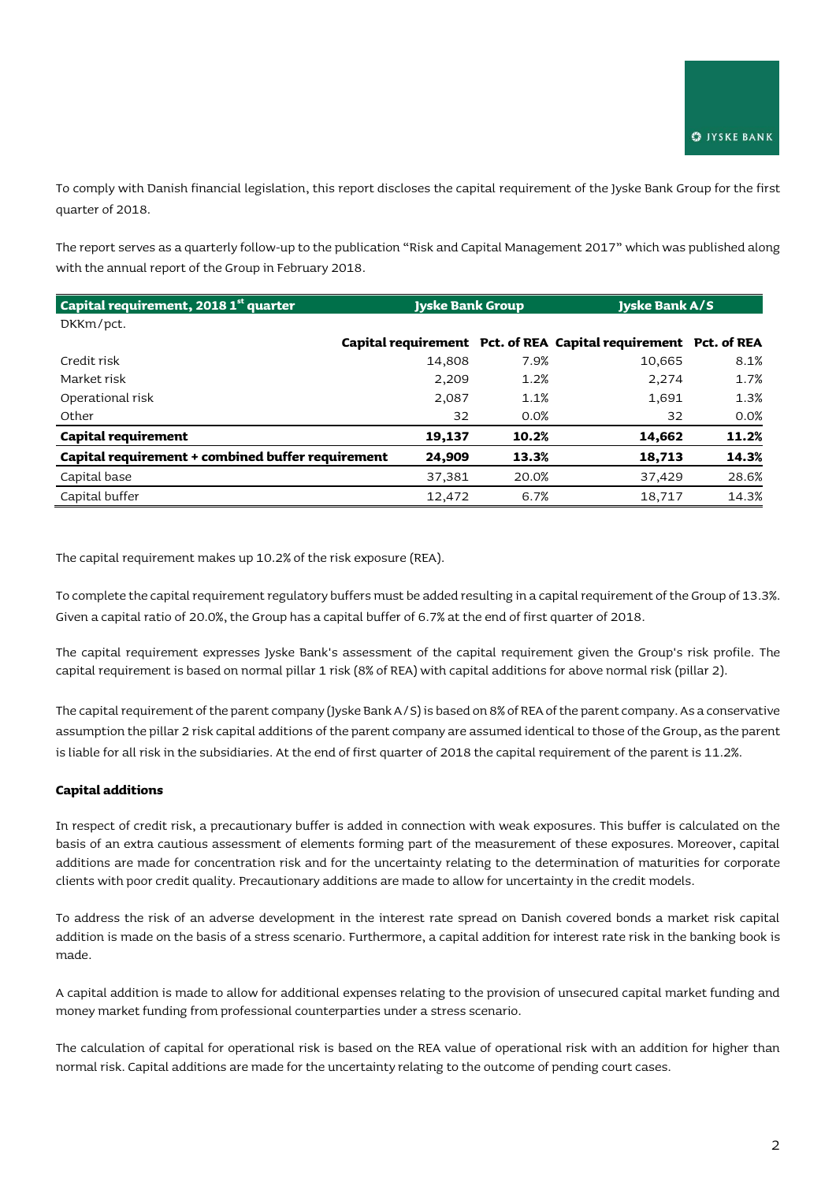To comply with Danish financial legislation, this report discloses the capital requirement of the Jyske Bank Group for the first quarter of 2018.

The report serves as a quarterly follow-up to the publication “Risk and Capital Management 2017” which was published along with the annual report of the Group in February 2018.

| Capital requirement, 2018 1st quarter | Jyske Bank Group | | Jyske Bank A/S | |
|---|---|---|---|---|
| DKKm/pct. | | | | |
| | **Capital requirement** | **Pct. of REA** | **Capital requirement** | **Pct. of REA** |
| Credit risk | 14,808 | 7.9% | 10,665 | 8.1% |
| Market risk | 2,209 | 1.2% | 2,274 | 1.7% |
| Operational risk | 2,087 | 1.1% | 1,691 | 1.3% |
| Other | 32 | 0.0% | 32 | 0.0% |
| **Capital requirement** | **19,137** | **10.2%** | **14,662** | **11.2%** |
| **Capital requirement + combined buffer requirement** | **24,909** | **13.3%** | **18,713** | **14.3%** |
| Capital base | 37,381 | 20.0% | 37,429 | 28.6% |
| Capital buffer | 12,472 | 6.7% | 18,717 | 14.3% |

The capital requirement makes up 10.2% of the risk exposure (REA).

To complete the capital requirement regulatory buffers must be added resulting in a capital requirement of the Group of 13.3%. Given a capital ratio of 20.0%, the Group has a capital buffer of 6.7% at the end of first quarter of 2018.

The capital requirement expresses Jyske Bank's assessment of the capital requirement given the Group's risk profile. The capital requirement is based on normal pillar 1 risk (8% of REA) with capital additions for above normal risk (pillar 2).

The capital requirement of the parent company (Jyske Bank A/S) is based on 8% of REA of the parent company. As a conservative assumption the pillar 2 risk capital additions of the parent company are assumed identical to those of the Group, as the parent is liable for all risk in the subsidiaries. At the end of first quarter of 2018 the capital requirement of the parent is 11.2%.

**Capital additions**

In respect of credit risk, a precautionary buffer is added in connection with weak exposures. This buffer is calculated on the basis of an extra cautious assessment of elements forming part of the measurement of these exposures. Moreover, capital additions are made for concentration risk and for the uncertainty relating to the determination of maturities for corporate clients with poor credit quality. Precautionary additions are made to allow for uncertainty in the credit models.

To address the risk of an adverse development in the interest rate spread on Danish covered bonds a market risk capital addition is made on the basis of a stress scenario. Furthermore, a capital addition for interest rate risk in the banking book is made.

A capital addition is made to allow for additional expenses relating to the provision of unsecured capital market funding and money market funding from professional counterparties under a stress scenario.

The calculation of capital for operational risk is based on the REA value of operational risk with an addition for higher than normal risk. Capital additions are made for the uncertainty relating to the outcome of pending court cases.